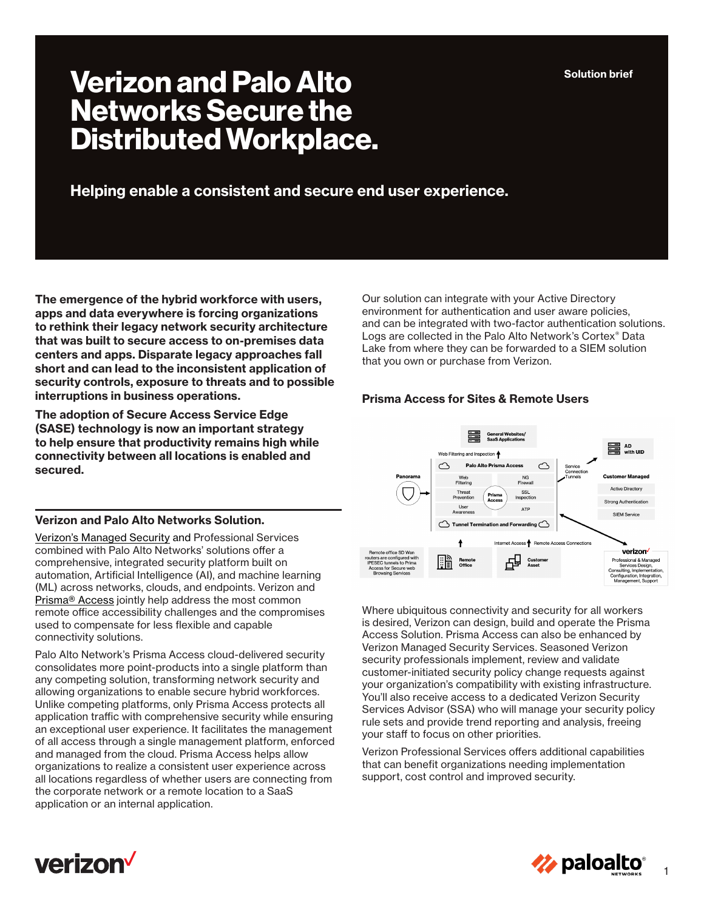Solution brief

# Verizon and Palo Alto Networks Secure the Distributed Workplace.

## Helping enable a consistent and secure end user experience.

**The emergence of the hybrid workforce with users, apps and data everywhere is forcing organizations to rethink their legacy network security architecture that was built to secure access to on-premises data centers and apps. Disparate legacy approaches fall short and can lead to the inconsistent application of security controls, exposure to threats and to possible interruptions in business operations.**

**The adoption of Secure Access Service Edge (SASE) technology is now an important strategy to help ensure that productivity remains high while connectivity between all locations is enabled and secured.**

### Verizon and Palo Alto Networks Solution.

Verizon's Managed Security and Professional Services combined with Palo Alto Networks' solutions offer a comprehensive, integrated security platform built on automation, Artificial Intelligence (AI), and machine learning (ML) across networks, clouds, and endpoints. Verizon and Prisma® Access jointly help address the most common remote office accessibility challenges and the compromises used to compensate for less flexible and capable connectivity solutions.

Palo Alto Network's Prisma Access cloud-delivered security consolidates more point-products into a single platform than any competing solution, transforming network security and allowing organizations to enable secure hybrid workforces. Unlike competing platforms, only Prisma Access protects all application traffic with comprehensive security while ensuring an exceptional user experience. It facilitates the management of all access through a single management platform, enforced and managed from the cloud. Prisma Access helps allow organizations to realize a consistent user experience across all locations regardless of whether users are connecting from the corporate network or a remote location to a SaaS application or an internal application.

Our solution can integrate with your Active Directory environment for authentication and user aware policies, and can be integrated with two-factor authentication solutions. Logs are collected in the Palo Alto Network's Cortex® Data Lake from where they can be forwarded to a SIEM solution that you own or purchase from Verizon.

### Prisma Access for Sites & Remote Users

General Websites/ SaaS Applications

Web Filtering and Inspection

Palo Alto Prisma Access

Panorama

Web Filtering | NG Firewall | Threat Prevention | Prisma Access | SSL Inspection | User Awareness | ATP

Tunnel Termination and Forwarding

Service Connection Tunnels

AD with UID

Customer Managed: Active Directory, Strong Authentication, SIEM Service

Internet Access | Remote Access Connections

Remote office SD Wan routers are configured with IPESEC tunnels to Prima Access for Secure web Browsing Services

Remote Office

Customer Asset

verizon: Professional & Managed Services Design, Consulting, Implementation, Configuration, Integration, Management, Support

Where ubiquitous connectivity and security for all workers is desired, Verizon can design, build and operate the Prisma Access Solution. Prisma Access can also be enhanced by Verizon Managed Security Services. Seasoned Verizon security professionals implement, review and validate customer-initiated security policy change requests against your organization's compatibility with existing infrastructure. You'll also receive access to a dedicated Verizon Security Services Advisor (SSA) who will manage your security policy rule sets and provide trend reporting and analysis, freeing your staff to focus on other priorities.

Verizon Professional Services offers additional capabilities that can benefit organizations needing implementation support, cost control and improved security.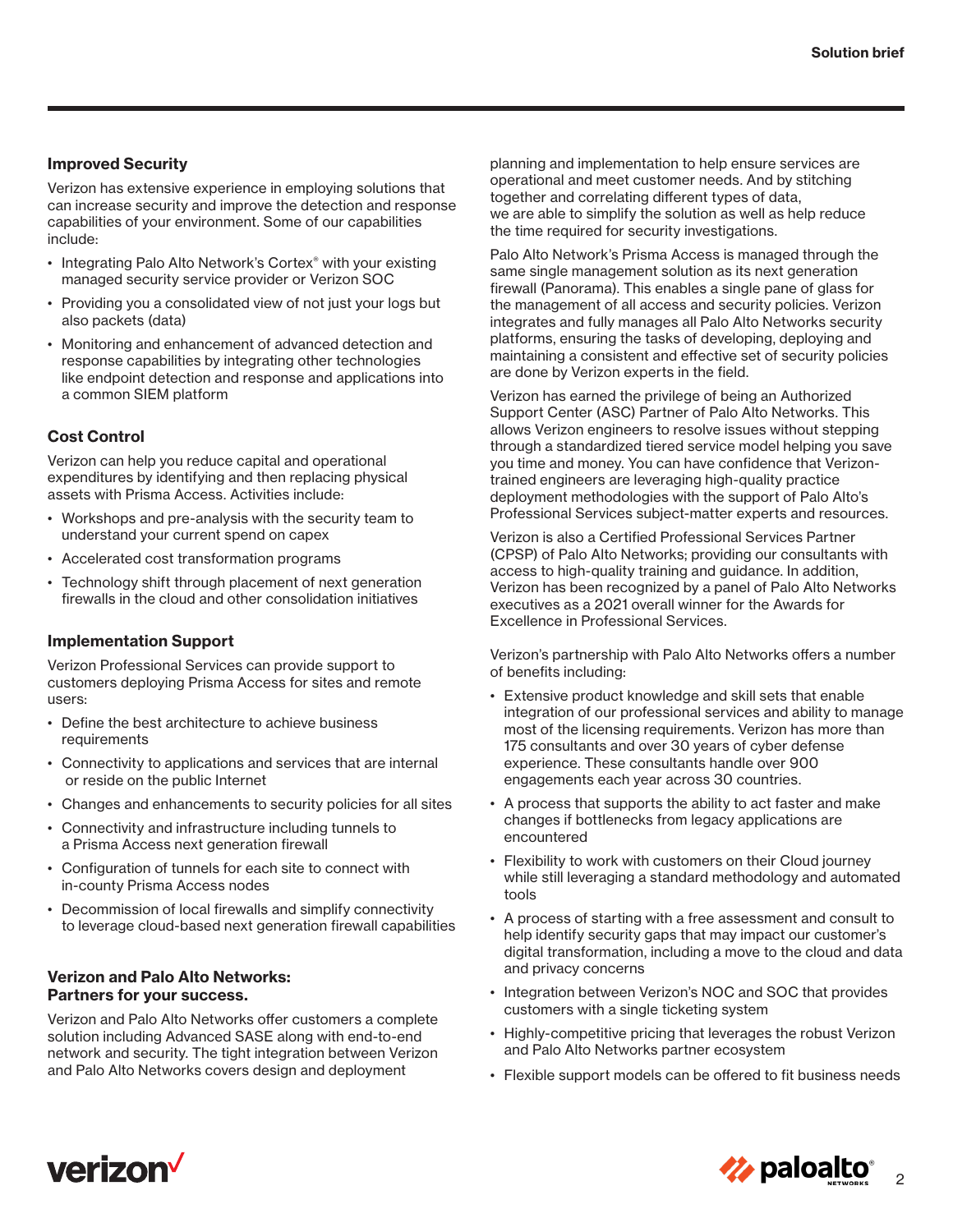### Improved Security

Verizon has extensive experience in employing solutions that can increase security and improve the detection and response capabilities of your environment. Some of our capabilities include:

- Integrating Palo Alto Network's Cortex® with your existing managed security service provider or Verizon SOC
- Providing you a consolidated view of not just your logs but also packets (data)
- Monitoring and enhancement of advanced detection and response capabilities by integrating other technologies like endpoint detection and response and applications into a common SIEM platform

### Cost Control

Verizon can help you reduce capital and operational expenditures by identifying and then replacing physical assets with Prisma Access. Activities include:

- Workshops and pre-analysis with the security team to understand your current spend on capex
- Accelerated cost transformation programs
- Technology shift through placement of next generation firewalls in the cloud and other consolidation initiatives

### Implementation Support

Verizon Professional Services can provide support to customers deploying Prisma Access for sites and remote users:

- Define the best architecture to achieve business requirements
- Connectivity to applications and services that are internal or reside on the public Internet
- Changes and enhancements to security policies for all sites
- Connectivity and infrastructure including tunnels to a Prisma Access next generation firewall
- Configuration of tunnels for each site to connect with in-county Prisma Access nodes
- Decommission of local firewalls and simplify connectivity to leverage cloud-based next generation firewall capabilities

### Verizon and Palo Alto Networks: Partners for your success.

Verizon and Palo Alto Networks offer customers a complete solution including Advanced SASE along with end-to-end network and security. The tight integration between Verizon and Palo Alto Networks covers design and deployment planning and implementation to help ensure services are operational and meet customer needs. And by stitching together and correlating different types of data, we are able to simplify the solution as well as help reduce the time required for security investigations.

Palo Alto Network's Prisma Access is managed through the same single management solution as its next generation firewall (Panorama). This enables a single pane of glass for the management of all access and security policies. Verizon integrates and fully manages all Palo Alto Networks security platforms, ensuring the tasks of developing, deploying and maintaining a consistent and effective set of security policies are done by Verizon experts in the field.

Verizon has earned the privilege of being an Authorized Support Center (ASC) Partner of Palo Alto Networks. This allows Verizon engineers to resolve issues without stepping through a standardized tiered service model helping you save you time and money. You can have confidence that Verizon-trained engineers are leveraging high-quality practice deployment methodologies with the support of Palo Alto's Professional Services subject-matter experts and resources.

Verizon is also a Certified Professional Services Partner (CPSP) of Palo Alto Networks; providing our consultants with access to high-quality training and guidance. In addition, Verizon has been recognized by a panel of Palo Alto Networks executives as a 2021 overall winner for the Awards for Excellence in Professional Services.

Verizon's partnership with Palo Alto Networks offers a number of benefits including:

- Extensive product knowledge and skill sets that enable integration of our professional services and ability to manage most of the licensing requirements. Verizon has more than 175 consultants and over 30 years of cyber defense experience. These consultants handle over 900 engagements each year across 30 countries.
- A process that supports the ability to act faster and make changes if bottlenecks from legacy applications are encountered
- Flexibility to work with customers on their Cloud journey while still leveraging a standard methodology and automated tools
- A process of starting with a free assessment and consult to help identify security gaps that may impact our customer's digital transformation, including a move to the cloud and data and privacy concerns
- Integration between Verizon's NOC and SOC that provides customers with a single ticketing system
- Highly-competitive pricing that leverages the robust Verizon and Palo Alto Networks partner ecosystem
- Flexible support models can be offered to fit business needs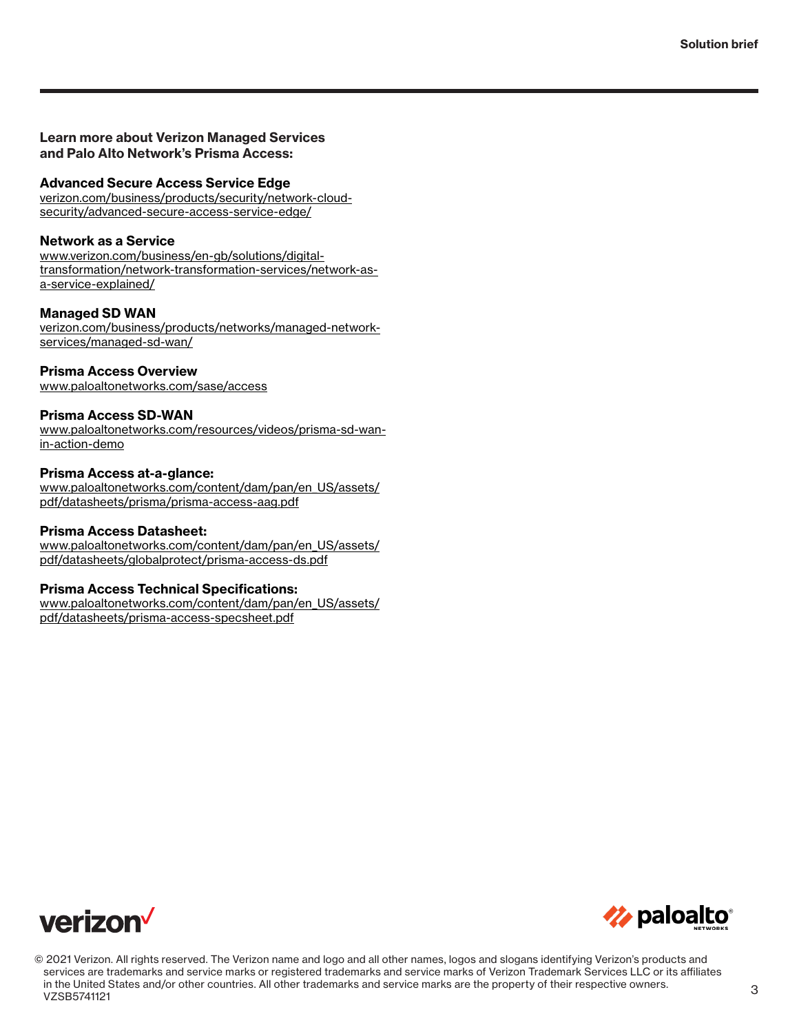**Learn more about Verizon Managed Services and Palo Alto Network's Prisma Access:**

**Advanced Secure Access Service Edge**
verizon.com/business/products/security/network-cloud-security/advanced-secure-access-service-edge/

**Network as a Service**
www.verizon.com/business/en-gb/solutions/digital-transformation/network-transformation-services/network-as-a-service-explained/

**Managed SD WAN**
verizon.com/business/products/networks/managed-network-services/managed-sd-wan/

**Prisma Access Overview**
www.paloaltonetworks.com/sase/access

**Prisma Access SD-WAN**
www.paloaltonetworks.com/resources/videos/prisma-sd-wan-in-action-demo

**Prisma Access at-a-glance:**
www.paloaltonetworks.com/content/dam/pan/en_US/assets/pdf/datasheets/prisma/prisma-access-aag.pdf

**Prisma Access Datasheet:**
www.paloaltonetworks.com/content/dam/pan/en_US/assets/pdf/datasheets/globalprotect/prisma-access-ds.pdf

**Prisma Access Technical Specifications:**
www.paloaltonetworks.com/content/dam/pan/en_US/assets/pdf/datasheets/prisma-access-specsheet.pdf

© 2021 Verizon. All rights reserved. The Verizon name and logo and all other names, logos and slogans identifying Verizon's products and services are trademarks and service marks or registered trademarks and service marks of Verizon Trademark Services LLC or its affiliates in the United States and/or other countries. All other trademarks and service marks are the property of their respective owners. VZSB5741121